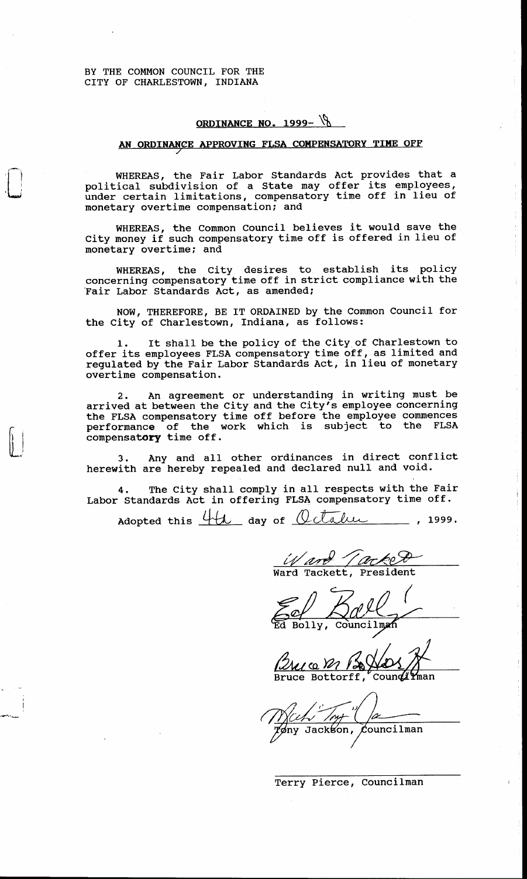BY THE COMMON COUNCIL FOR THE
CITY OF CHARLESTOWN, INDIANA

## ORDINANCE NO. 1999- 18

## AN ORDINANCE APPROVING FLSA COMPENSATORY TIME OFF

WHEREAS, the Fair Labor Standards Act provides that a political subdivision of a State may offer its employees, under certain limitations, compensatory time off in lieu of monetary overtime compensation; and

WHEREAS, the Common Council believes it would save the City money if such compensatory time off is offered in lieu of monetary overtime; and

WHEREAS, the City desires to establish its policy concerning compensatory time off in strict compliance with the Fair Labor Standards Act, as amended;

NOW, THEREFORE, BE IT ORDAINED by the Common Council for the City of Charlestown, Indiana, as follows:

1. It shall be the policy of the City of Charlestown to offer its employees FLSA compensatory time off, as limited and regulated by the Fair Labor Standards Act, in lieu of monetary overtime compensation.

2. An agreement or understanding in writing must be arrived at between the City and the City's employee concerning the FLSA compensatory time off before the employee commences performance of the work which is subject to the FLSA compensatory time off.

3. Any and all other ordinances in direct conflict herewith are hereby repealed and declared null and void.

4. The City shall comply in all respects with the Fair Labor Standards Act in offering FLSA compensatory time off.

Adopted this 4th day of October, 1999.

Ward Tackett, President

Ed Bolly, Councilman

Bruce Bottorff, Councilman

Tony Jackson, Councilman

Terry Pierce, Councilman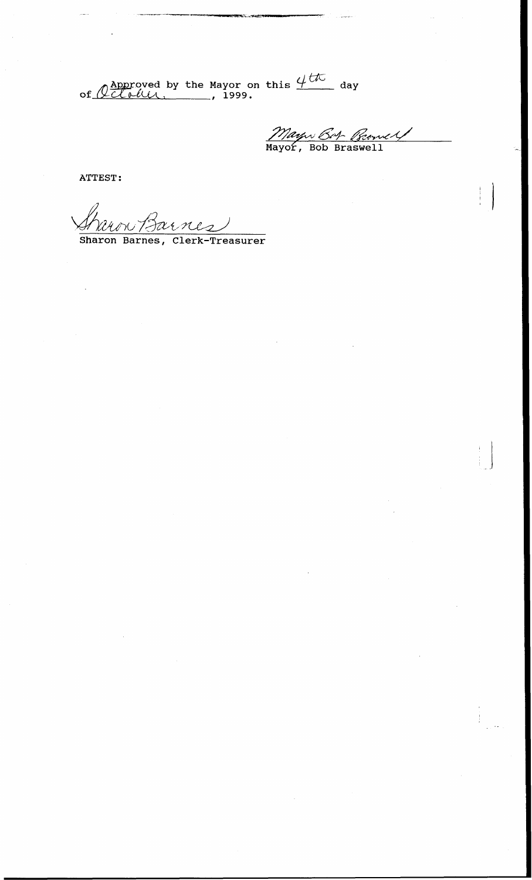Approved by the Mayor on this 4th day of October, 1999.

Mayor Bob Braswell

Mayor, Bob Braswell

ATTEST:

Sharon Barnes

Sharon Barnes, Clerk-Treasurer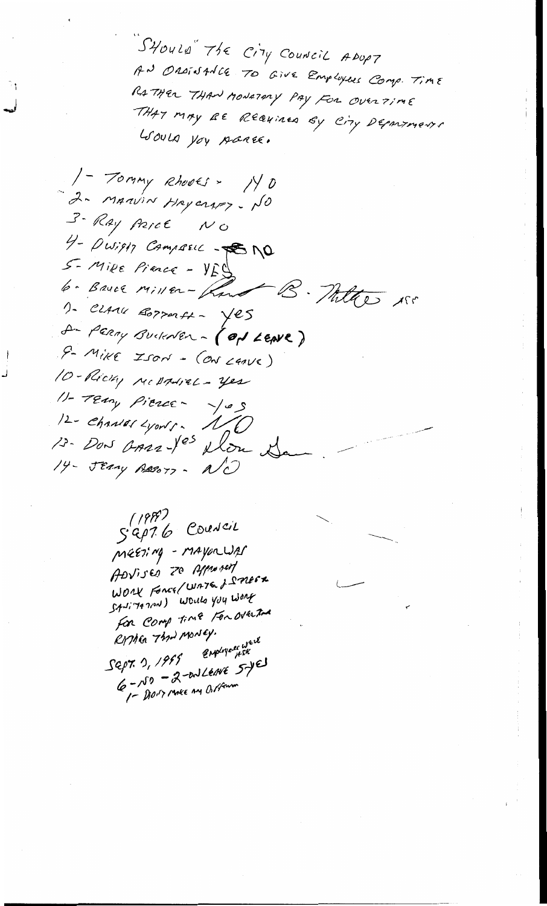"Should" the City Council adopt an ordinance to give Employees Comp. Time rather than monetary pay for overtime that may be required by City Departments would you agree.

1- Tommy Rhodes - NO
2- Marvin Haycraft - NO
3- Ray Price NO
4- Dwight Campbell - NO
5- Mike Pierce - YES
6- Bruce Miller - B. Miller yes
7- Clark Bottorff - yes
8- Perry Buckner - (on leave)
9- Mike Ison - (on leave)
10- Ricky McDaniel - yes
11- Terry Pierce - yes
12- Charles Lyons - NO
13- Don Carr - yes Don Carr
14- Jerry Abbott - NO

(1999) Sept. 6 Council meeting - Mayor was advised to approach work force (water & street sanitation) would you work for comp time for overtime rather than money.

Sept. 7, 1999 Employees were ask
6 - NO - 2 - on leave 5 - yes
1 - Don't make any difference